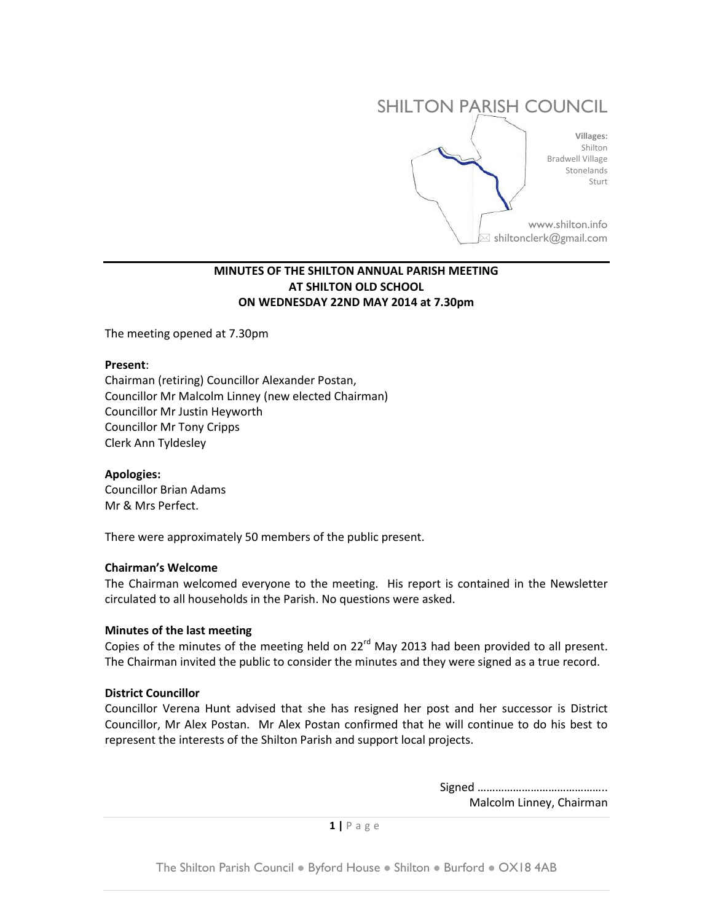# SHILTON PARISH COUNCIL

**Villages:**
Shilton
Bradwell Village
Stonelands
Sturt

www.shilton.info
shiltonclerk@gmail.com

**MINUTES OF THE SHILTON ANNUAL PARISH MEETING**
**AT SHILTON OLD SCHOOL**
**ON WEDNESDAY 22ND MAY 2014 at 7.30pm**

The meeting opened at 7.30pm

**Present**:
Chairman (retiring) Councillor Alexander Postan,
Councillor Mr Malcolm Linney (new elected Chairman)
Councillor Mr Justin Heyworth
Councillor Mr Tony Cripps
Clerk Ann Tyldesley

**Apologies:**
Councillor Brian Adams
Mr & Mrs Perfect.

There were approximately 50 members of the public present.

**Chairman's Welcome**
The Chairman welcomed everyone to the meeting. His report is contained in the Newsletter circulated to all households in the Parish. No questions were asked.

**Minutes of the last meeting**
Copies of the minutes of the meeting held on 22rd May 2013 had been provided to all present. The Chairman invited the public to consider the minutes and they were signed as a true record.

**District Councillor**
Councillor Verena Hunt advised that she has resigned her post and her successor is District Councillor, Mr Alex Postan. Mr Alex Postan confirmed that he will continue to do his best to represent the interests of the Shilton Parish and support local projects.

Signed ……………………………………..
Malcolm Linney, Chairman

The Shilton Parish Council ● Byford House ● Shilton ● Burford ● OX18 4AB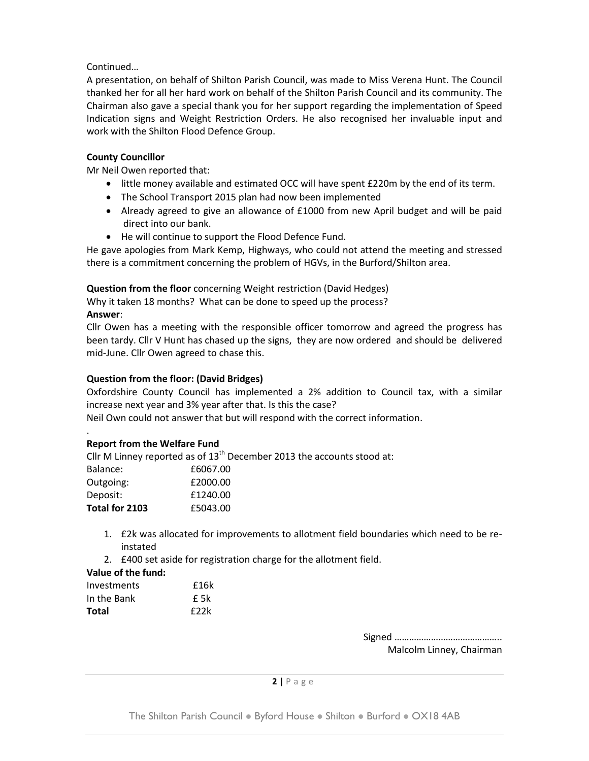Continued…

A presentation, on behalf of Shilton Parish Council, was made to Miss Verena Hunt. The Council thanked her for all her hard work on behalf of the Shilton Parish Council and its community. The Chairman also gave a special thank you for her support regarding the implementation of Speed Indication signs and Weight Restriction Orders. He also recognised her invaluable input and work with the Shilton Flood Defence Group.

**County Councillor**

Mr Neil Owen reported that:

- little money available and estimated OCC will have spent £220m by the end of its term.
- The School Transport 2015 plan had now been implemented
- Already agreed to give an allowance of £1000 from new April budget and will be paid direct into our bank.
- He will continue to support the Flood Defence Fund.

He gave apologies from Mark Kemp, Highways, who could not attend the meeting and stressed there is a commitment concerning the problem of HGVs, in the Burford/Shilton area.

**Question from the floor** concerning Weight restriction (David Hedges)

Why it taken 18 months? What can be done to speed up the process?

**Answer**:

Cllr Owen has a meeting with the responsible officer tomorrow and agreed the progress has been tardy. Cllr V Hunt has chased up the signs, they are now ordered and should be delivered mid-June. Cllr Owen agreed to chase this.

**Question from the floor: (David Bridges)**

Oxfordshire County Council has implemented a 2% addition to Council tax, with a similar increase next year and 3% year after that. Is this the case?

Neil Own could not answer that but will respond with the correct information.

.

**Report from the Welfare Fund**

Cllr M Linney reported as of 13th December 2013 the accounts stood at:

| | |
|---|---|
| Balance: | £6067.00 |
| Outgoing: | £2000.00 |
| Deposit: | £1240.00 |
| **Total for 2103** | £5043.00 |

1. £2k was allocated for improvements to allotment field boundaries which need to be re-instated
2. £400 set aside for registration charge for the allotment field.

**Value of the fund:**

| | |
|---|---|
| Investments | £16k |
| In the Bank | £ 5k |
| **Total** | £22k |

Signed ……………………………………..

Malcolm Linney, Chairman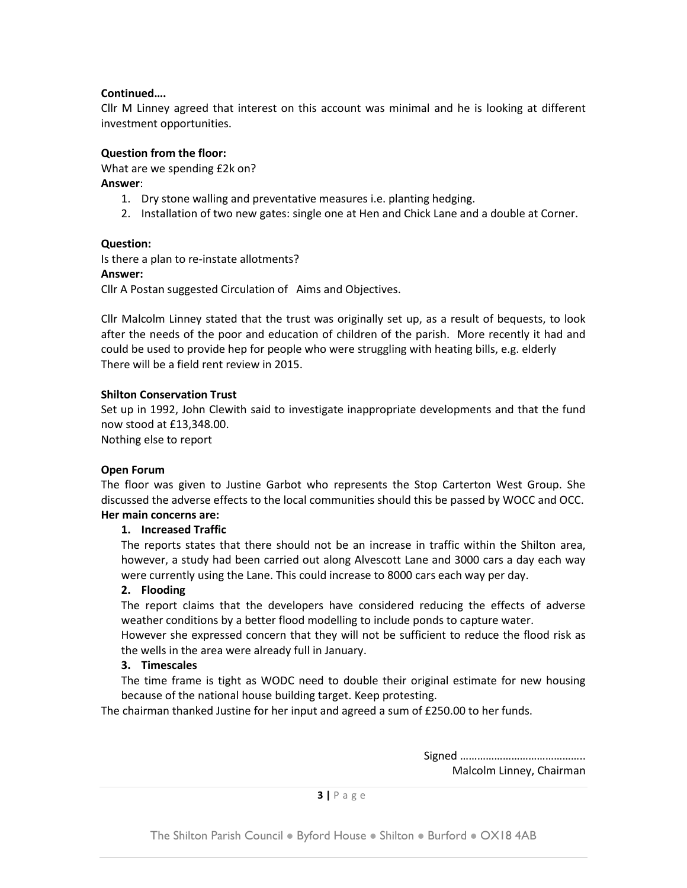**Continued….**

Cllr M Linney agreed that interest on this account was minimal and he is looking at different investment opportunities.

**Question from the floor:**

What are we spending £2k on?

**Answer**:

1. Dry stone walling and preventative measures i.e. planting hedging.
2. Installation of two new gates: single one at Hen and Chick Lane and a double at Corner.

**Question:**

Is there a plan to re-instate allotments?

**Answer:**

Cllr A Postan suggested Circulation of Aims and Objectives.

Cllr Malcolm Linney stated that the trust was originally set up, as a result of bequests, to look after the needs of the poor and education of children of the parish. More recently it had and could be used to provide hep for people who were struggling with heating bills, e.g. elderly

There will be a field rent review in 2015.

**Shilton Conservation Trust**

Set up in 1992, John Clewith said to investigate inappropriate developments and that the fund now stood at £13,348.00.

Nothing else to report

**Open Forum**

The floor was given to Justine Garbot who represents the Stop Carterton West Group. She discussed the adverse effects to the local communities should this be passed by WOCC and OCC.

**Her main concerns are:**

1. **Increased Traffic**

   The reports states that there should not be an increase in traffic within the Shilton area, however, a study had been carried out along Alvescott Lane and 3000 cars a day each way were currently using the Lane. This could increase to 8000 cars each way per day.

2. **Flooding**

   The report claims that the developers have considered reducing the effects of adverse weather conditions by a better flood modelling to include ponds to capture water.

   However she expressed concern that they will not be sufficient to reduce the flood risk as the wells in the area were already full in January.

3. **Timescales**

   The time frame is tight as WODC need to double their original estimate for new housing because of the national house building target. Keep protesting.

The chairman thanked Justine for her input and agreed a sum of £250.00 to her funds.

Signed ……………………………………..

Malcolm Linney, Chairman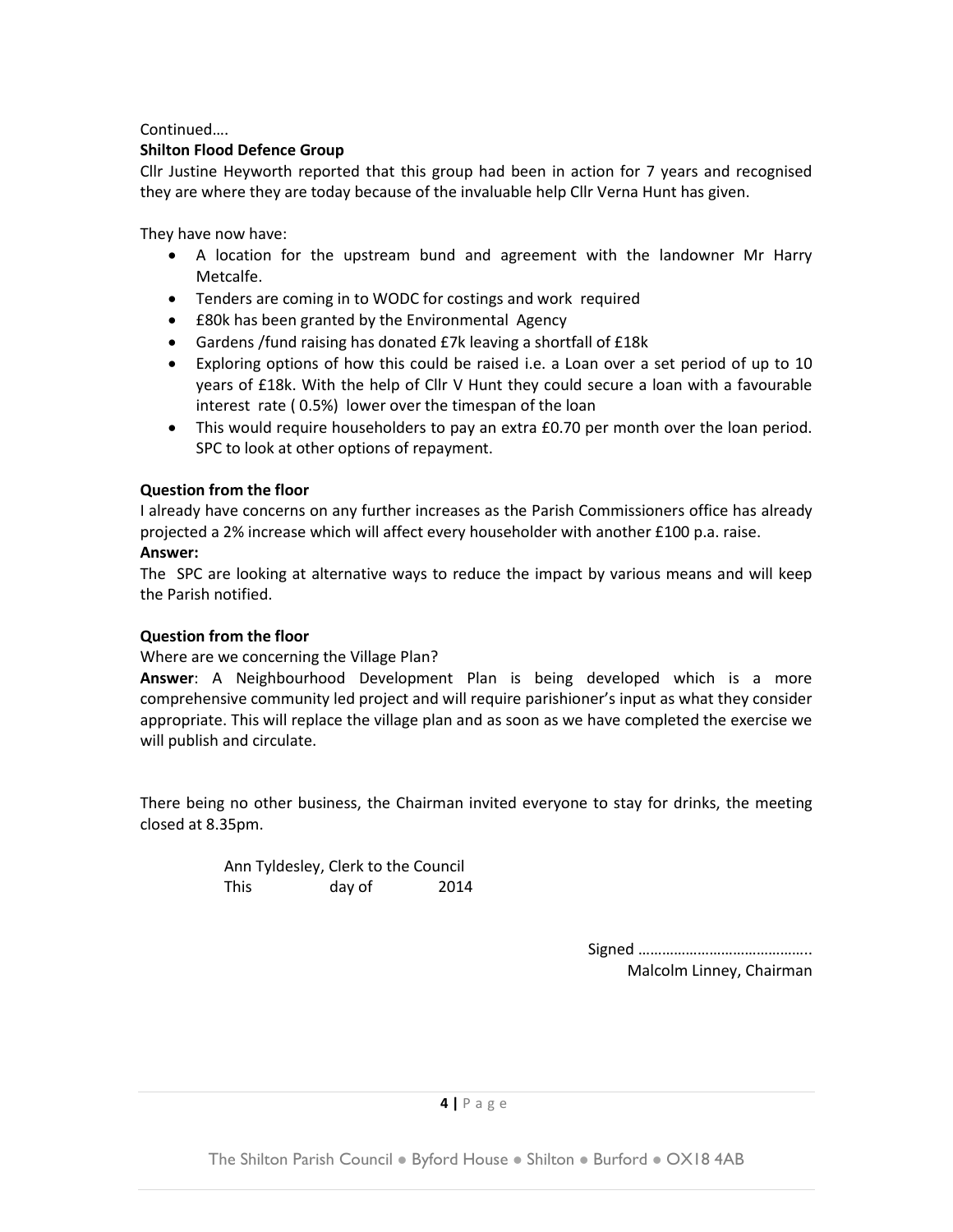Continued….

**Shilton Flood Defence Group**

Cllr Justine Heyworth reported that this group had been in action for 7 years and recognised they are where they are today because of the invaluable help Cllr Verna Hunt has given.

They have now have:

- A location for the upstream bund and agreement with the landowner Mr Harry Metcalfe.
- Tenders are coming in to WODC for costings and work required
- £80k has been granted by the Environmental Agency
- Gardens /fund raising has donated £7k leaving a shortfall of £18k
- Exploring options of how this could be raised i.e. a Loan over a set period of up to 10 years of £18k. With the help of Cllr V Hunt they could secure a loan with a favourable interest rate ( 0.5%) lower over the timespan of the loan
- This would require householders to pay an extra £0.70 per month over the loan period. SPC to look at other options of repayment.

**Question from the floor**

I already have concerns on any further increases as the Parish Commissioners office has already projected a 2% increase which will affect every householder with another £100 p.a. raise.

**Answer:**

The SPC are looking at alternative ways to reduce the impact by various means and will keep the Parish notified.

**Question from the floor**

Where are we concerning the Village Plan?

**Answer**: A Neighbourhood Development Plan is being developed which is a more comprehensive community led project and will require parishioner's input as what they consider appropriate. This will replace the village plan and as soon as we have completed the exercise we will publish and circulate.

There being no other business, the Chairman invited everyone to stay for drinks, the meeting closed at 8.35pm.

Ann Tyldesley, Clerk to the Council
This day of 2014

Signed ……………………………………..
Malcolm Linney, Chairman

The Shilton Parish Council ● Byford House ● Shilton ● Burford ● OX18 4AB